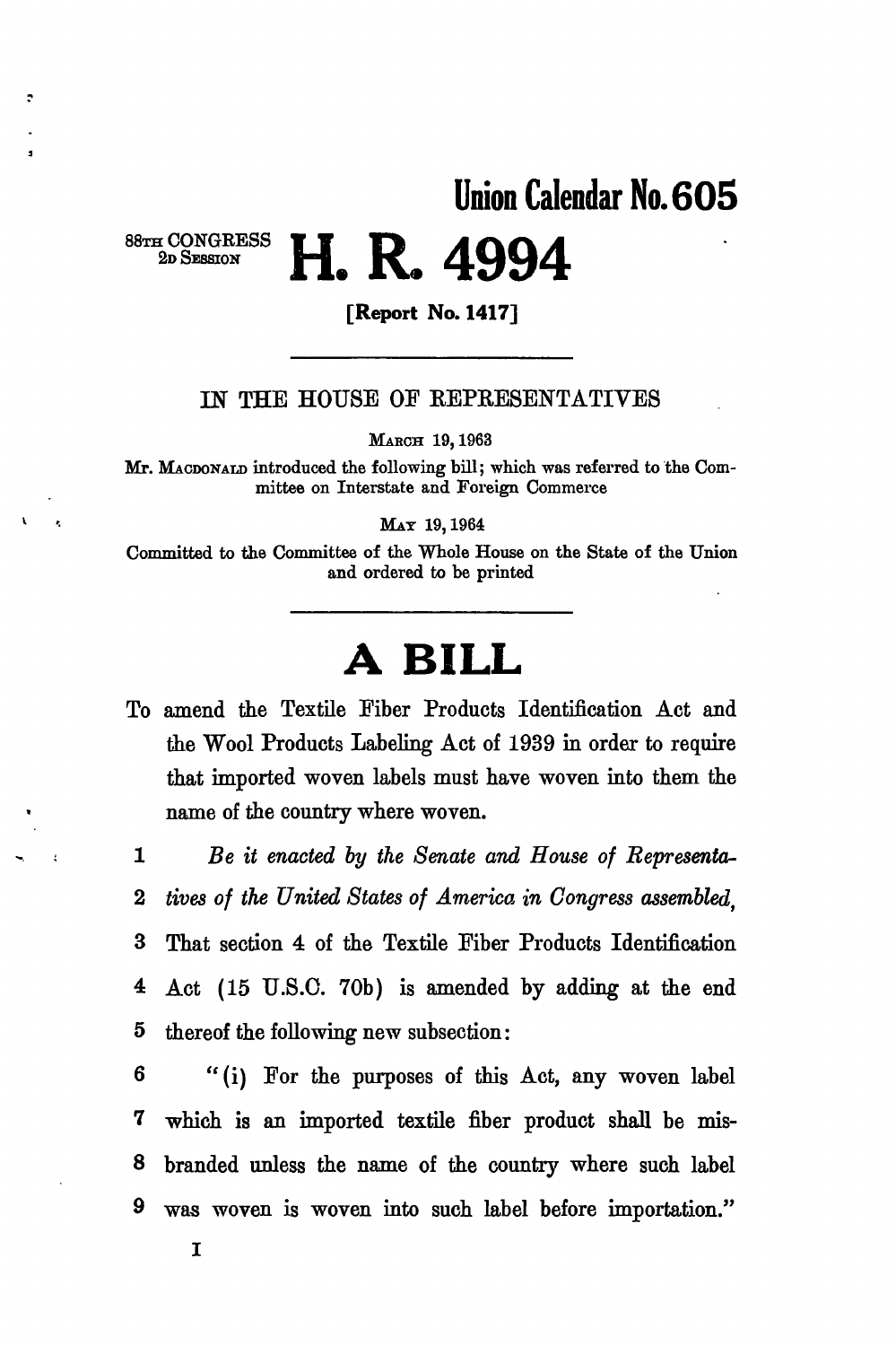**Union Calendar No. 605**

88TH CONGRESS
2D SESSION

# H. R. 4994

**[Report No. 1417]**

---

IN THE HOUSE OF REPRESENTATIVES

MARCH 19, 1963

Mr. MACDONALD introduced the following bill; which was referred to the Committee on Interstate and Foreign Commerce

MAY 19, 1964

Committed to the Committee of the Whole House on the State of the Union and ordered to be printed

---

# A BILL

To amend the Textile Fiber Products Identification Act and the Wool Products Labeling Act of 1939 in order to require that imported woven labels must have woven into them the name of the country where woven.

1 *Be it enacted by the Senate and House of Representa-*
2 *tives of the United States of America in Congress assembled,*
3 That section 4 of the Textile Fiber Products Identification
4 Act (15 U.S.C. 70b) is amended by adding at the end
5 thereof the following new subsection:
6 "(i) For the purposes of this Act, any woven label
7 which is an imported textile fiber product shall be mis-
8 branded unless the name of the country where such label
9 was woven is woven into such label before importation."

I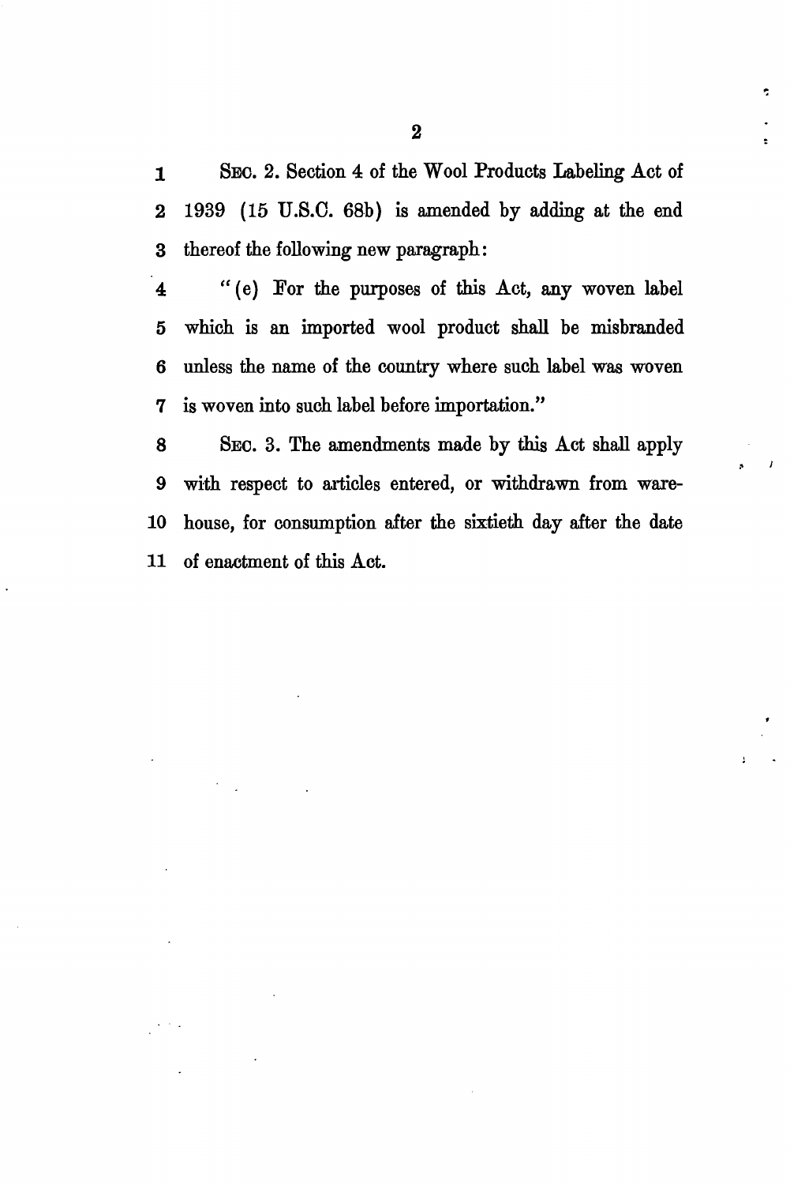SEC. 2. Section 4 of the Wool Products Labeling Act of 1939 (15 U.S.C. 68b) is amended by adding at the end thereof the following new paragraph:

"(e) For the purposes of this Act, any woven label which is an imported wool product shall be misbranded unless the name of the country where such label was woven is woven into such label before importation."

SEC. 3. The amendments made by this Act shall apply with respect to articles entered, or withdrawn from warehouse, for consumption after the sixtieth day after the date of enactment of this Act.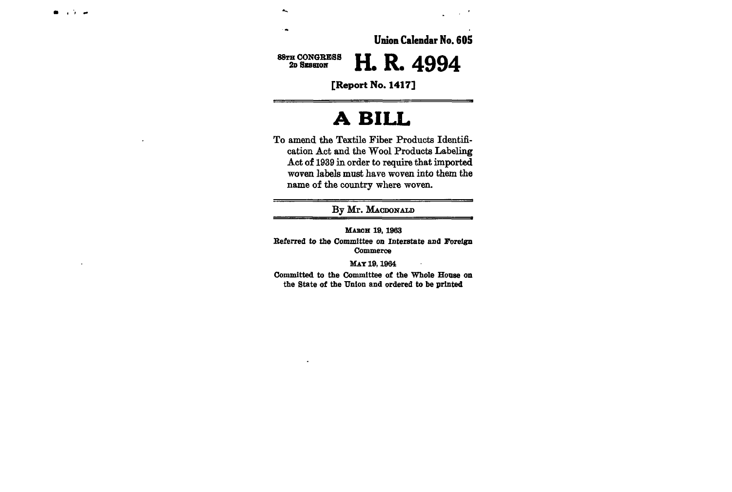Union Calendar No. 605

88TH CONGRESS
2D SESSION

# H. R. 4994

**[Report No. 1417]**

# A BILL

To amend the Textile Fiber Products Identification Act and the Wool Products Labeling Act of 1939 in order to require that imported woven labels must have woven into them the name of the country where woven.

By Mr. MACDONALD

MARCH 19, 1963

Referred to the Committee on Interstate and Foreign Commerce

MAY 19, 1964

Committed to the Committee of the Whole House on the State of the Union and ordered to be printed